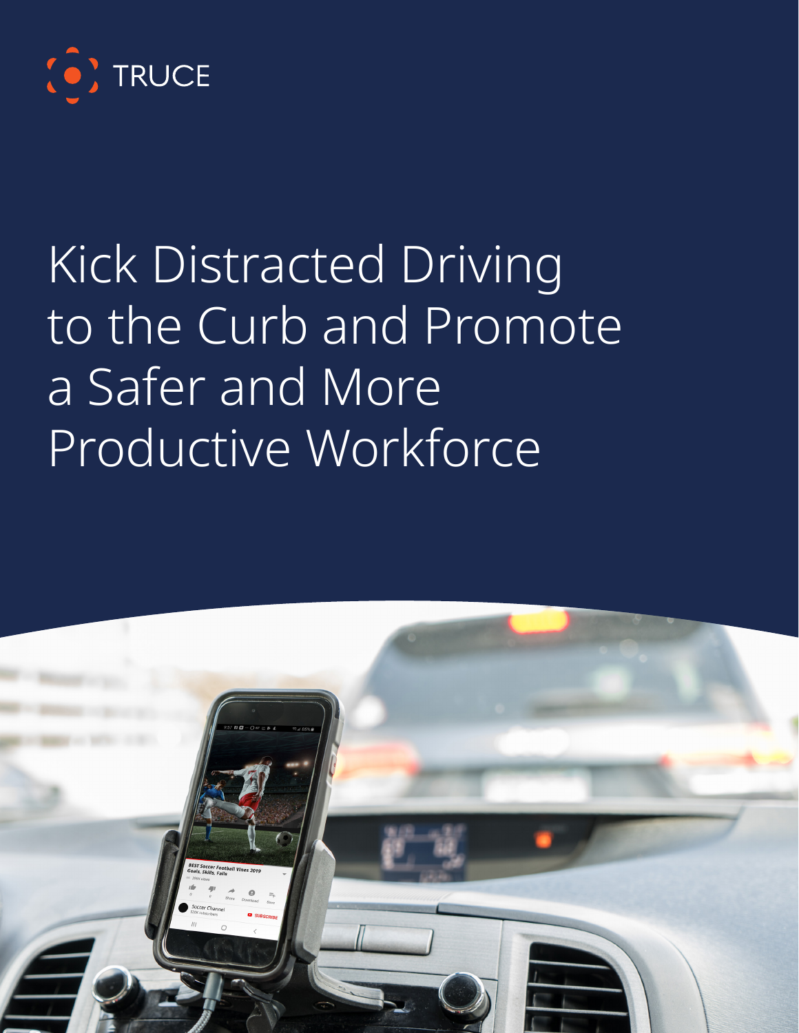TRUCE

# Kick Distracted Driving to the Curb and Promote a Safer and More Productive Workforce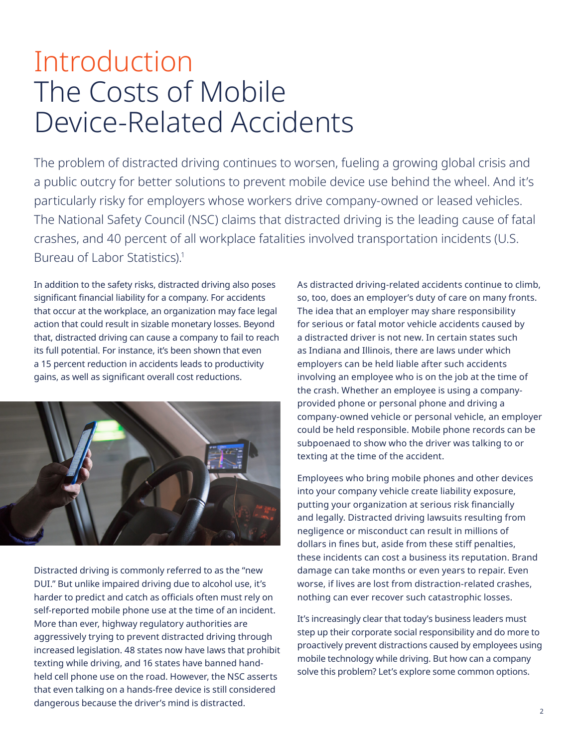# Introduction
# The Costs of Mobile Device-Related Accidents

The problem of distracted driving continues to worsen, fueling a growing global crisis and a public outcry for better solutions to prevent mobile device use behind the wheel. And it's particularly risky for employers whose workers drive company-owned or leased vehicles. The National Safety Council (NSC) claims that distracted driving is the leading cause of fatal crashes, and 40 percent of all workplace fatalities involved transportation incidents (U.S. Bureau of Labor Statistics).[1]

In addition to the safety risks, distracted driving also poses significant financial liability for a company. For accidents that occur at the workplace, an organization may face legal action that could result in sizable monetary losses. Beyond that, distracted driving can cause a company to fail to reach its full potential. For instance, it's been shown that even a 15 percent reduction in accidents leads to productivity gains, as well as significant overall cost reductions.

Distracted driving is commonly referred to as the "new DUI." But unlike impaired driving due to alcohol use, it's harder to predict and catch as officials often must rely on self-reported mobile phone use at the time of an incident. More than ever, highway regulatory authorities are aggressively trying to prevent distracted driving through increased legislation. 48 states now have laws that prohibit texting while driving, and 16 states have banned hand-held cell phone use on the road. However, the NSC asserts that even talking on a hands-free device is still considered dangerous because the driver's mind is distracted.

As distracted driving-related accidents continue to climb, so, too, does an employer's duty of care on many fronts. The idea that an employer may share responsibility for serious or fatal motor vehicle accidents caused by a distracted driver is not new. In certain states such as Indiana and Illinois, there are laws under which employers can be held liable after such accidents involving an employee who is on the job at the time of the crash. Whether an employee is using a company-provided phone or personal phone and driving a company-owned vehicle or personal vehicle, an employer could be held responsible. Mobile phone records can be subpoenaed to show who the driver was talking to or texting at the time of the accident.

Employees who bring mobile phones and other devices into your company vehicle create liability exposure, putting your organization at serious risk financially and legally. Distracted driving lawsuits resulting from negligence or misconduct can result in millions of dollars in fines but, aside from these stiff penalties, these incidents can cost a business its reputation. Brand damage can take months or even years to repair. Even worse, if lives are lost from distraction-related crashes, nothing can ever recover such catastrophic losses.

It's increasingly clear that today's business leaders must step up their corporate social responsibility and do more to proactively prevent distractions caused by employees using mobile technology while driving. But how can a company solve this problem? Let's explore some common options.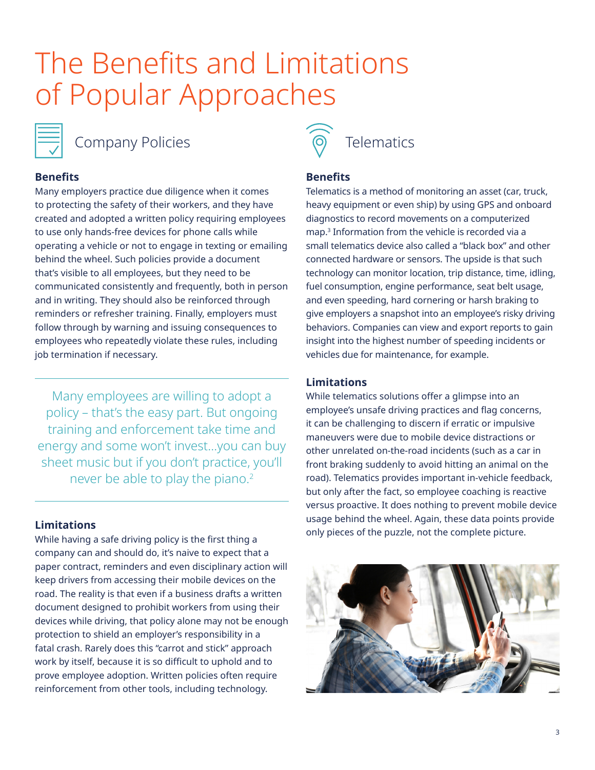# The Benefits and Limitations of Popular Approaches

## Company Policies

### Benefits

Many employers practice due diligence when it comes to protecting the safety of their workers, and they have created and adopted a written policy requiring employees to use only hands-free devices for phone calls while operating a vehicle or not to engage in texting or emailing behind the wheel. Such policies provide a document that's visible to all employees, but they need to be communicated consistently and frequently, both in person and in writing. They should also be reinforced through reminders or refresher training. Finally, employers must follow through by warning and issuing consequences to employees who repeatedly violate these rules, including job termination if necessary.

> Many employees are willing to adopt a policy – that's the easy part. But ongoing training and enforcement take time and energy and some won't invest…you can buy sheet music but if you don't practice, you'll never be able to play the piano.[2]

### Limitations

While having a safe driving policy is the first thing a company can and should do, it's naive to expect that a paper contract, reminders and even disciplinary action will keep drivers from accessing their mobile devices on the road. The reality is that even if a business drafts a written document designed to prohibit workers from using their devices while driving, that policy alone may not be enough protection to shield an employer's responsibility in a fatal crash. Rarely does this "carrot and stick" approach work by itself, because it is so difficult to uphold and to prove employee adoption. Written policies often require reinforcement from other tools, including technology.

## Telematics

### Benefits

Telematics is a method of monitoring an asset (car, truck, heavy equipment or even ship) by using GPS and onboard diagnostics to record movements on a computerized map.[3] Information from the vehicle is recorded via a small telematics device also called a "black box" and other connected hardware or sensors. The upside is that such technology can monitor location, trip distance, time, idling, fuel consumption, engine performance, seat belt usage, and even speeding, hard cornering or harsh braking to give employers a snapshot into an employee's risky driving behaviors. Companies can view and export reports to gain insight into the highest number of speeding incidents or vehicles due for maintenance, for example.

### Limitations

While telematics solutions offer a glimpse into an employee's unsafe driving practices and flag concerns, it can be challenging to discern if erratic or impulsive maneuvers were due to mobile device distractions or other unrelated on-the-road incidents (such as a car in front braking suddenly to avoid hitting an animal on the road). Telematics provides important in-vehicle feedback, but only after the fact, so employee coaching is reactive versus proactive. It does nothing to prevent mobile device usage behind the wheel. Again, these data points provide only pieces of the puzzle, not the complete picture.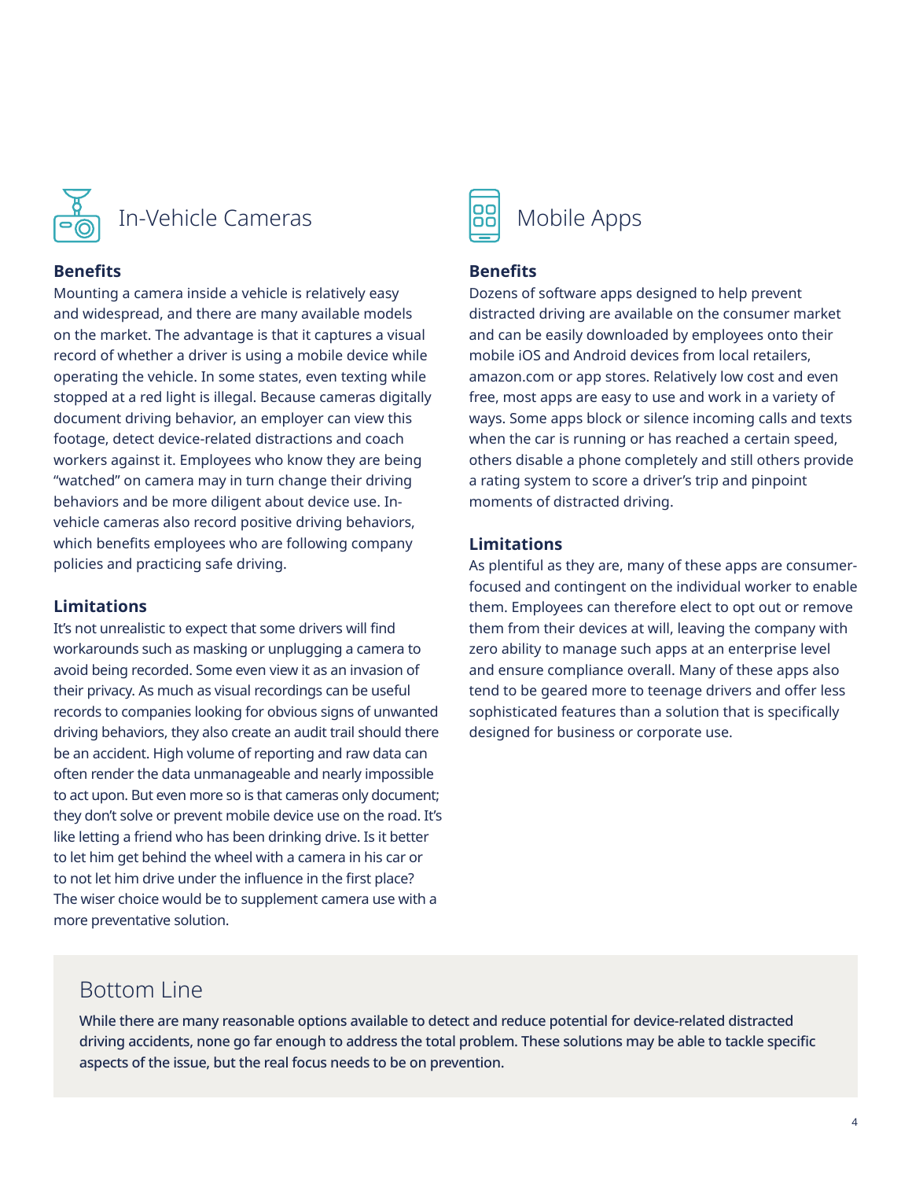## In-Vehicle Cameras

### Benefits

Mounting a camera inside a vehicle is relatively easy and widespread, and there are many available models on the market. The advantage is that it captures a visual record of whether a driver is using a mobile device while operating the vehicle. In some states, even texting while stopped at a red light is illegal. Because cameras digitally document driving behavior, an employer can view this footage, detect device-related distractions and coach workers against it. Employees who know they are being "watched" on camera may in turn change their driving behaviors and be more diligent about device use. In-vehicle cameras also record positive driving behaviors, which benefits employees who are following company policies and practicing safe driving.

### Limitations

It's not unrealistic to expect that some drivers will find workarounds such as masking or unplugging a camera to avoid being recorded. Some even view it as an invasion of their privacy. As much as visual recordings can be useful records to companies looking for obvious signs of unwanted driving behaviors, they also create an audit trail should there be an accident. High volume of reporting and raw data can often render the data unmanageable and nearly impossible to act upon. But even more so is that cameras only document; they don't solve or prevent mobile device use on the road. It's like letting a friend who has been drinking drive. Is it better to let him get behind the wheel with a camera in his car or to not let him drive under the influence in the first place? The wiser choice would be to supplement camera use with a more preventative solution.

## Mobile Apps

### Benefits

Dozens of software apps designed to help prevent distracted driving are available on the consumer market and can be easily downloaded by employees onto their mobile iOS and Android devices from local retailers, amazon.com or app stores. Relatively low cost and even free, most apps are easy to use and work in a variety of ways. Some apps block or silence incoming calls and texts when the car is running or has reached a certain speed, others disable a phone completely and still others provide a rating system to score a driver's trip and pinpoint moments of distracted driving.

### Limitations

As plentiful as they are, many of these apps are consumer-focused and contingent on the individual worker to enable them. Employees can therefore elect to opt out or remove them from their devices at will, leaving the company with zero ability to manage such apps at an enterprise level and ensure compliance overall. Many of these apps also tend to be geared more to teenage drivers and offer less sophisticated features than a solution that is specifically designed for business or corporate use.

## Bottom Line

While there are many reasonable options available to detect and reduce potential for device-related distracted driving accidents, none go far enough to address the total problem. These solutions may be able to tackle specific aspects of the issue, but the real focus needs to be on prevention.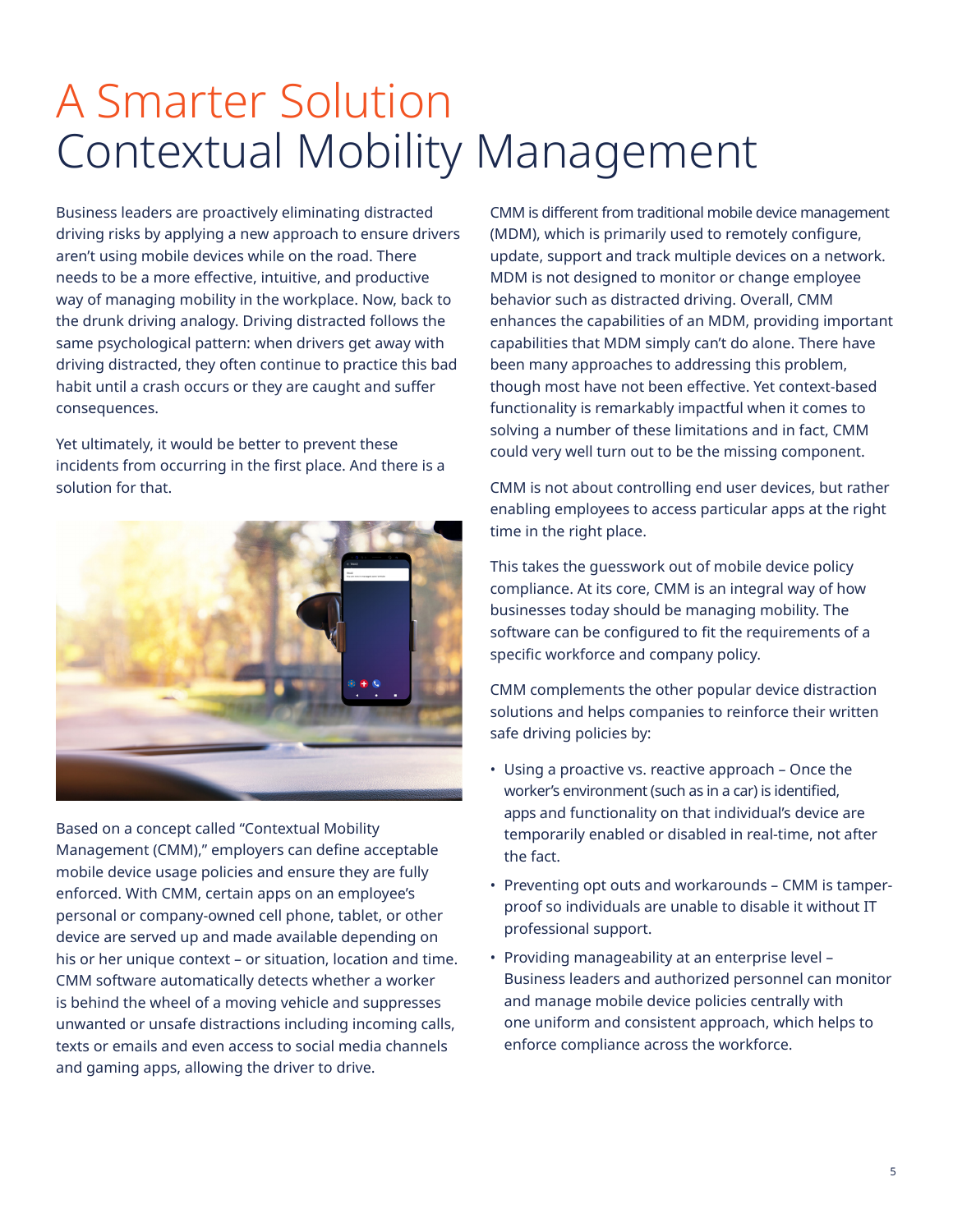# A Smarter Solution
## Contextual Mobility Management

Business leaders are proactively eliminating distracted driving risks by applying a new approach to ensure drivers aren't using mobile devices while on the road. There needs to be a more effective, intuitive, and productive way of managing mobility in the workplace. Now, back to the drunk driving analogy. Driving distracted follows the same psychological pattern: when drivers get away with driving distracted, they often continue to practice this bad habit until a crash occurs or they are caught and suffer consequences.

Yet ultimately, it would be better to prevent these incidents from occurring in the first place. And there is a solution for that.

Based on a concept called "Contextual Mobility Management (CMM)," employers can define acceptable mobile device usage policies and ensure they are fully enforced. With CMM, certain apps on an employee's personal or company-owned cell phone, tablet, or other device are served up and made available depending on his or her unique context – or situation, location and time. CMM software automatically detects whether a worker is behind the wheel of a moving vehicle and suppresses unwanted or unsafe distractions including incoming calls, texts or emails and even access to social media channels and gaming apps, allowing the driver to drive.

CMM is different from traditional mobile device management (MDM), which is primarily used to remotely configure, update, support and track multiple devices on a network. MDM is not designed to monitor or change employee behavior such as distracted driving. Overall, CMM enhances the capabilities of an MDM, providing important capabilities that MDM simply can't do alone. There have been many approaches to addressing this problem, though most have not been effective. Yet context-based functionality is remarkably impactful when it comes to solving a number of these limitations and in fact, CMM could very well turn out to be the missing component.

CMM is not about controlling end user devices, but rather enabling employees to access particular apps at the right time in the right place.

This takes the guesswork out of mobile device policy compliance. At its core, CMM is an integral way of how businesses today should be managing mobility. The software can be configured to fit the requirements of a specific workforce and company policy.

CMM complements the other popular device distraction solutions and helps companies to reinforce their written safe driving policies by:

- Using a proactive vs. reactive approach – Once the worker's environment (such as in a car) is identified, apps and functionality on that individual's device are temporarily enabled or disabled in real-time, not after the fact.
- Preventing opt outs and workarounds – CMM is tamper-proof so individuals are unable to disable it without IT professional support.
- Providing manageability at an enterprise level – Business leaders and authorized personnel can monitor and manage mobile device policies centrally with one uniform and consistent approach, which helps to enforce compliance across the workforce.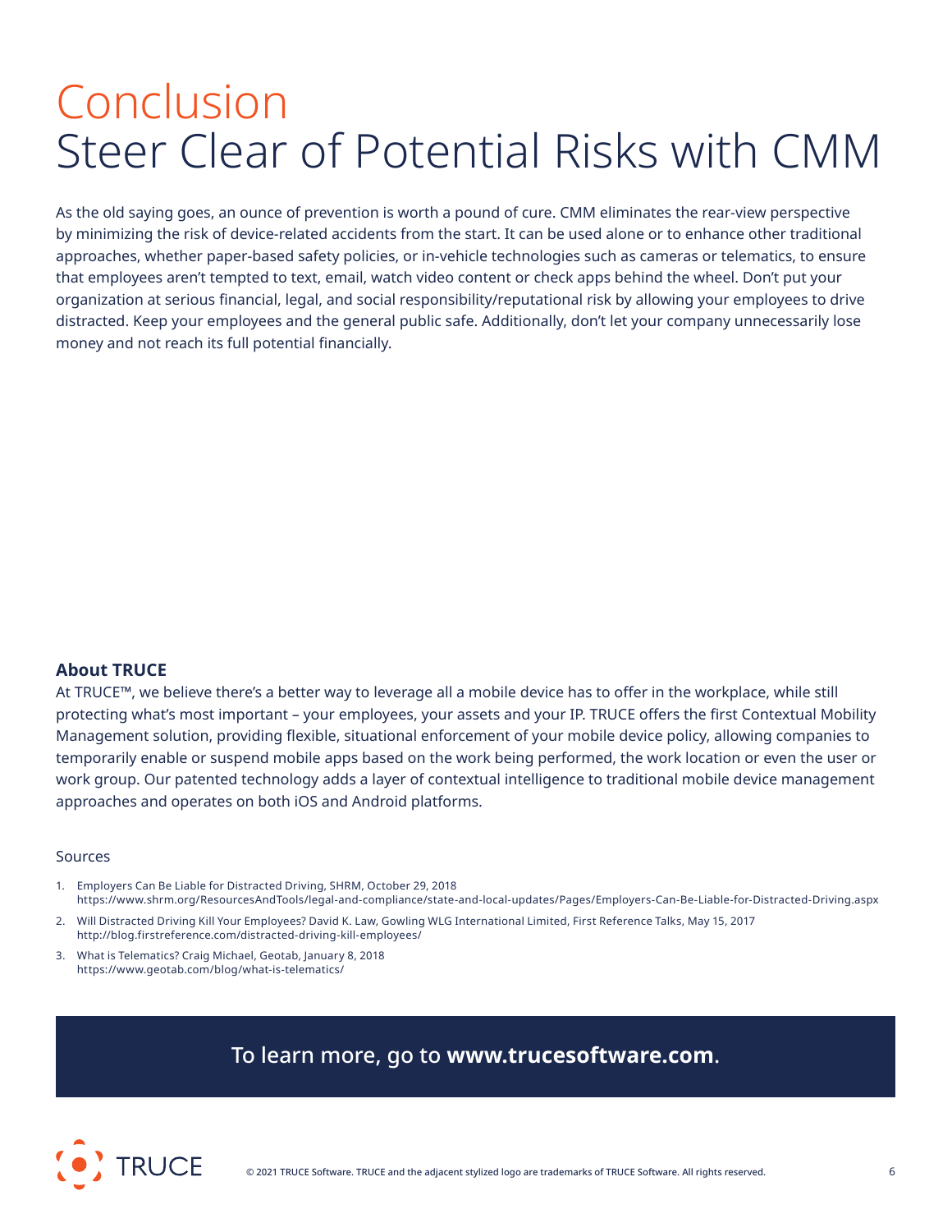# Conclusion
# Steer Clear of Potential Risks with CMM

As the old saying goes, an ounce of prevention is worth a pound of cure. CMM eliminates the rear-view perspective by minimizing the risk of device-related accidents from the start. It can be used alone or to enhance other traditional approaches, whether paper-based safety policies, or in-vehicle technologies such as cameras or telematics, to ensure that employees aren't tempted to text, email, watch video content or check apps behind the wheel. Don't put your organization at serious financial, legal, and social responsibility/reputational risk by allowing your employees to drive distracted. Keep your employees and the general public safe. Additionally, don't let your company unnecessarily lose money and not reach its full potential financially.

**About TRUCE**

At TRUCE™, we believe there's a better way to leverage all a mobile device has to offer in the workplace, while still protecting what's most important – your employees, your assets and your IP. TRUCE offers the first Contextual Mobility Management solution, providing flexible, situational enforcement of your mobile device policy, allowing companies to temporarily enable or suspend mobile apps based on the work being performed, the work location or even the user or work group. Our patented technology adds a layer of contextual intelligence to traditional mobile device management approaches and operates on both iOS and Android platforms.

Sources

1. Employers Can Be Liable for Distracted Driving, SHRM, October 29, 2018
   https://www.shrm.org/ResourcesAndTools/legal-and-compliance/state-and-local-updates/Pages/Employers-Can-Be-Liable-for-Distracted-Driving.aspx
2. Will Distracted Driving Kill Your Employees? David K. Law, Gowling WLG International Limited, First Reference Talks, May 15, 2017
   http://blog.firstreference.com/distracted-driving-kill-employees/
3. What is Telematics? Craig Michael, Geotab, January 8, 2018
   https://www.geotab.com/blog/what-is-telematics/

To learn more, go to **www.trucesoftware.com**.

TRUCE

© 2021 TRUCE Software. TRUCE and the adjacent stylized logo are trademarks of TRUCE Software. All rights reserved.